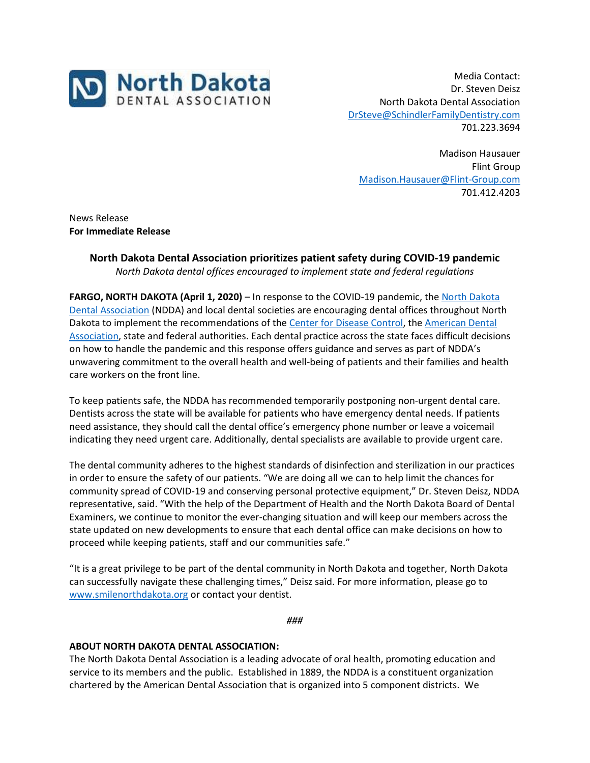North Dakota DENTAL ASSOCIATION

Media Contact:
Dr. Steven Deisz
North Dakota Dental Association
DrSteve@SchindlerFamilyDentistry.com
701.223.3694

Madison Hausauer
Flint Group
Madison.Hausauer@Flint-Group.com
701.412.4203

News Release
**For Immediate Release**

## North Dakota Dental Association prioritizes patient safety during COVID-19 pandemic

*North Dakota dental offices encouraged to implement state and federal regulations*

**FARGO, NORTH DAKOTA (April 1, 2020)** – In response to the COVID-19 pandemic, the North Dakota Dental Association (NDDA) and local dental societies are encouraging dental offices throughout North Dakota to implement the recommendations of the Center for Disease Control, the American Dental Association, state and federal authorities. Each dental practice across the state faces difficult decisions on how to handle the pandemic and this response offers guidance and serves as part of NDDA's unwavering commitment to the overall health and well-being of patients and their families and health care workers on the front line.

To keep patients safe, the NDDA has recommended temporarily postponing non-urgent dental care. Dentists across the state will be available for patients who have emergency dental needs. If patients need assistance, they should call the dental office's emergency phone number or leave a voicemail indicating they need urgent care. Additionally, dental specialists are available to provide urgent care.

The dental community adheres to the highest standards of disinfection and sterilization in our practices in order to ensure the safety of our patients. "We are doing all we can to help limit the chances for community spread of COVID-19 and conserving personal protective equipment," Dr. Steven Deisz, NDDA representative, said. "With the help of the Department of Health and the North Dakota Board of Dental Examiners, we continue to monitor the ever-changing situation and will keep our members across the state updated on new developments to ensure that each dental office can make decisions on how to proceed while keeping patients, staff and our communities safe."

"It is a great privilege to be part of the dental community in North Dakota and together, North Dakota can successfully navigate these challenging times," Deisz said. For more information, please go to www.smilenorthdakota.org or contact your dentist.

*###*

**ABOUT NORTH DAKOTA DENTAL ASSOCIATION:**
The North Dakota Dental Association is a leading advocate of oral health, promoting education and service to its members and the public. Established in 1889, the NDDA is a constituent organization chartered by the American Dental Association that is organized into 5 component districts. We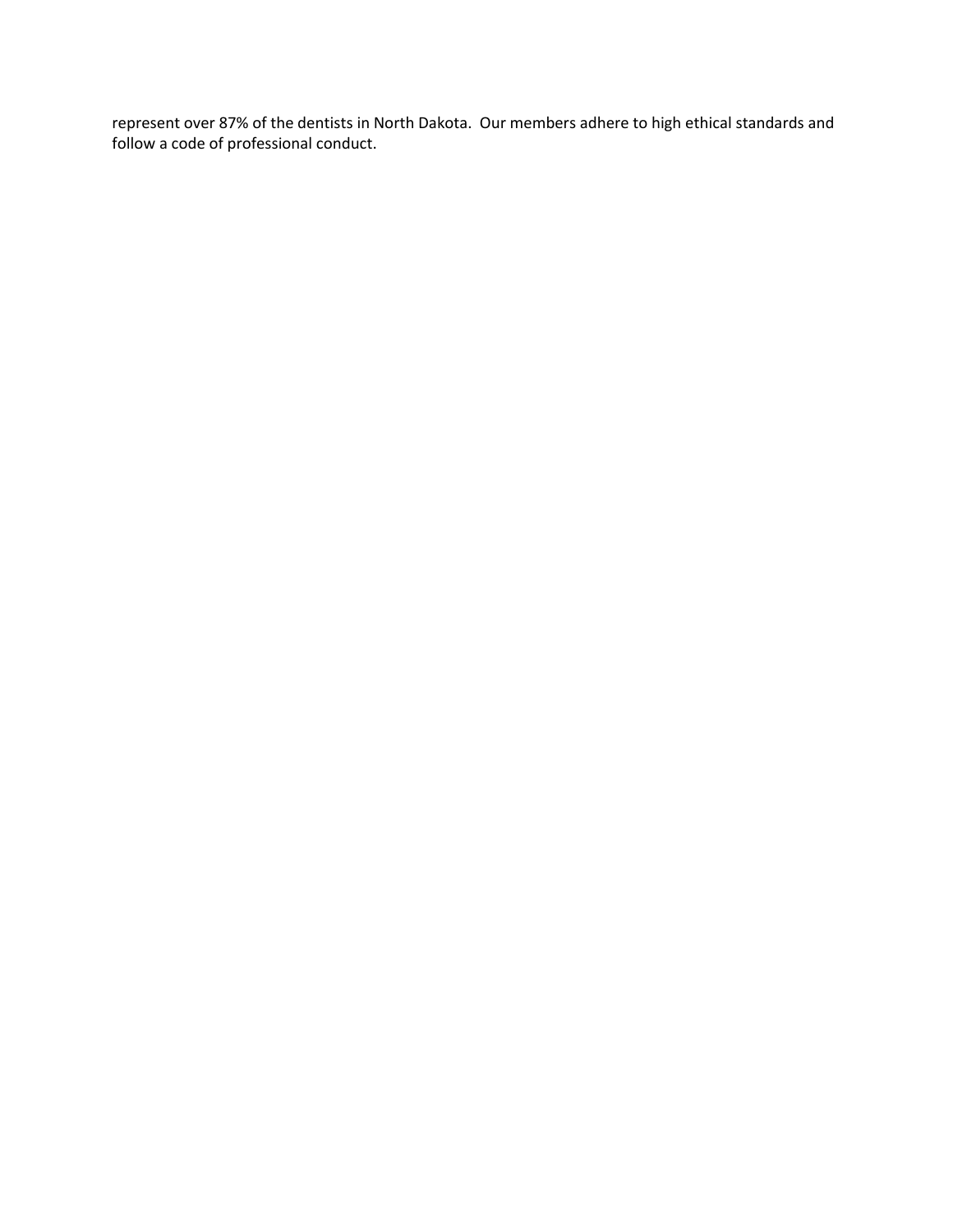represent over 87% of the dentists in North Dakota. Our members adhere to high ethical standards and follow a code of professional conduct.